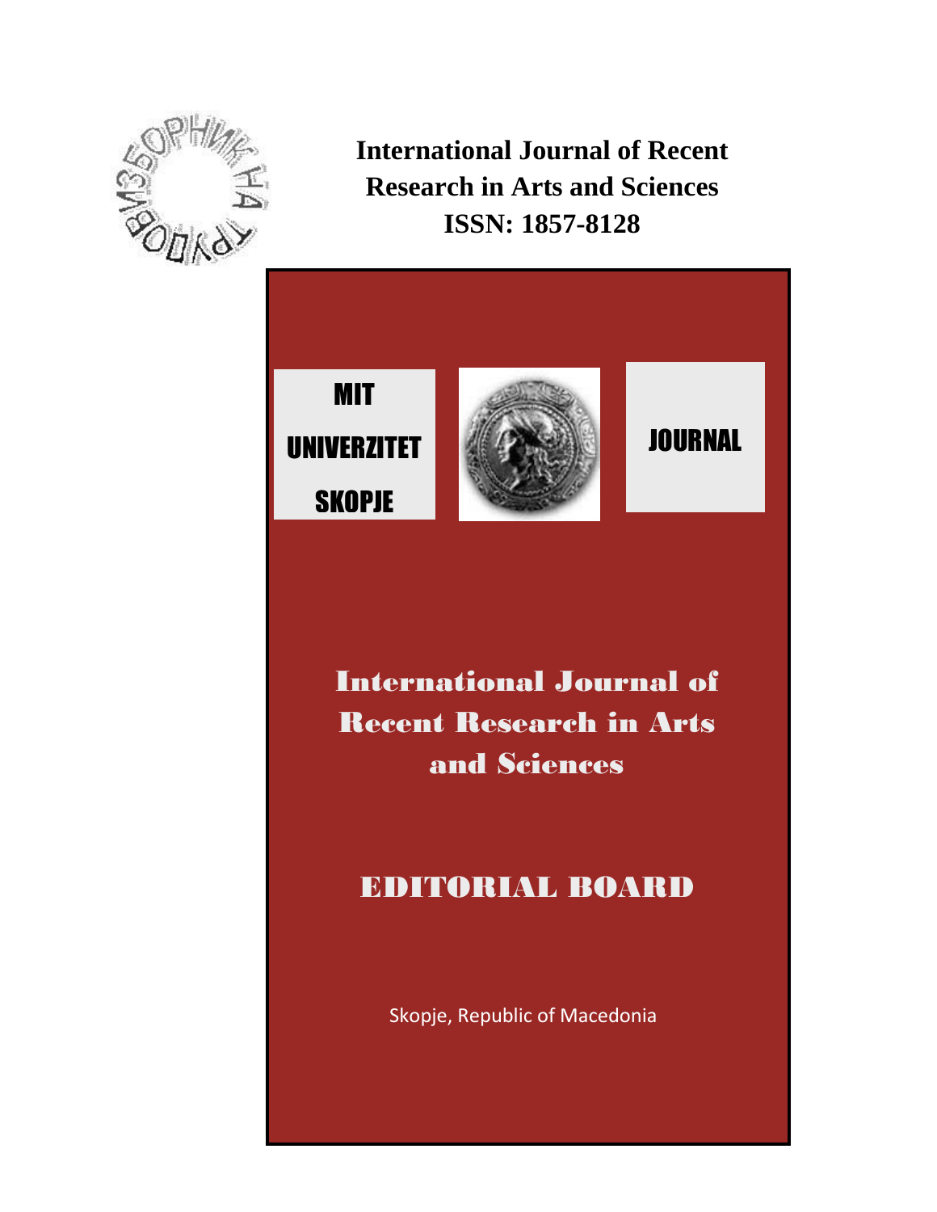ЗБОРНИК НА ТРУДОВИ

**International Journal of Recent Research in Arts and Sciences**
**ISSN: 1857-8128**

MIT
UNIVERZITET
SKOPJE

JOURNAL

# International Journal of Recent Research in Arts and Sciences

## EDITORIAL BOARD

Skopje, Republic of Macedonia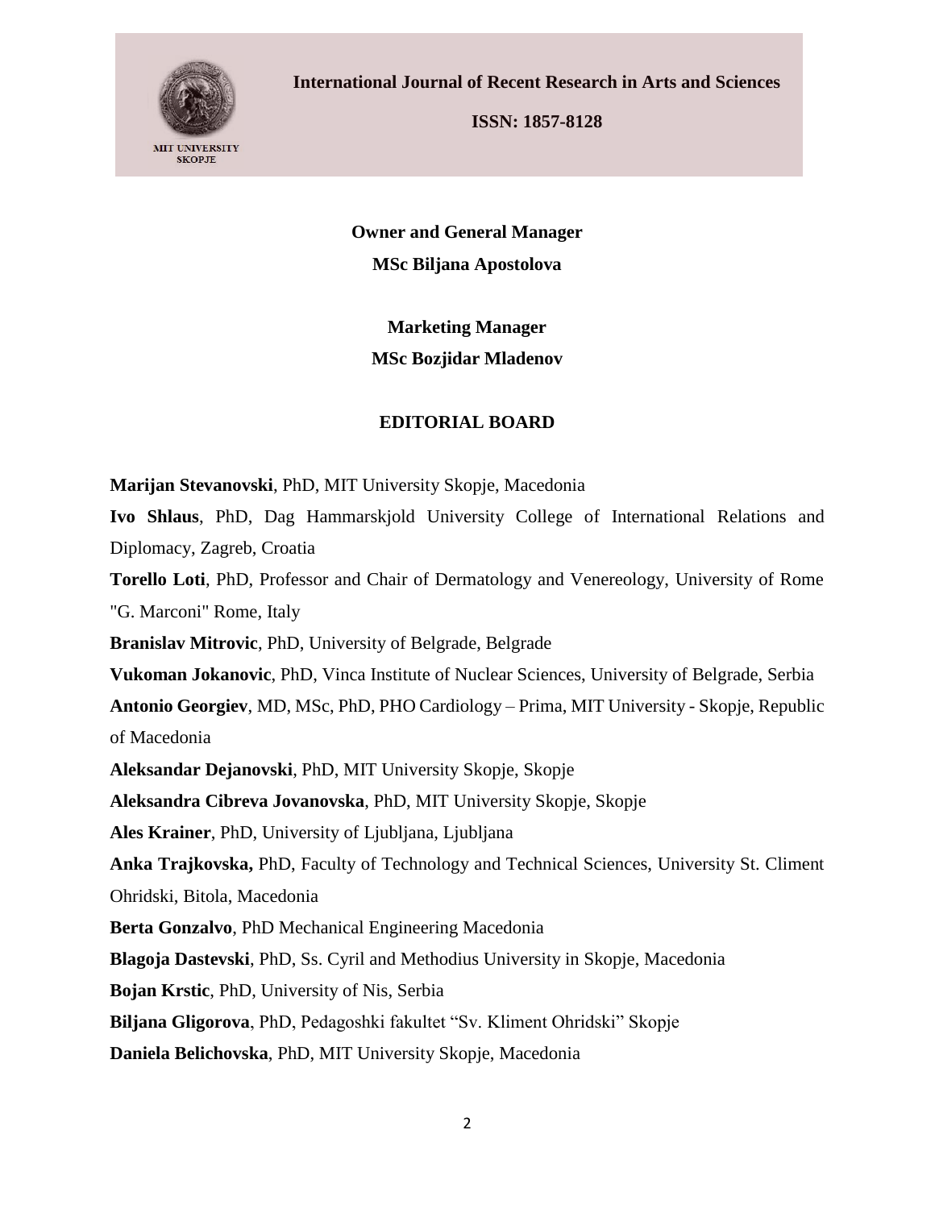**International Journal of Recent Research in Arts and Sciences**

**ISSN: 1857-8128**

MIT UNIVERSITY SKOPJE

**Owner and General Manager**

**MSc Biljana Apostolova**

**Marketing Manager**

**MSc Bozjidar Mladenov**

## EDITORIAL BOARD

**Marijan Stevanovski**, PhD, MIT University Skopje, Macedonia

**Ivo Shlaus**, PhD, Dag Hammarskjold University College of International Relations and Diplomacy, Zagreb, Croatia

**Torello Loti**, PhD, Professor and Chair of Dermatology and Venereology, University of Rome "G. Marconi" Rome, Italy

**Branislav Mitrovic**, PhD, University of Belgrade, Belgrade

**Vukoman Jokanovic**, PhD, Vinca Institute of Nuclear Sciences, University of Belgrade, Serbia

**Antonio Georgiev**, MD, MSc, PhD, PHO Cardiology – Prima, MIT University - Skopje, Republic of Macedonia

**Aleksandar Dejanovski**, PhD, MIT University Skopje, Skopje

**Aleksandra Cibreva Jovanovska**, PhD, MIT University Skopje, Skopje

**Ales Krainer**, PhD, University of Ljubljana, Ljubljana

**Anka Trajkovska,** PhD, Faculty of Technology and Technical Sciences, University St. Climent Ohridski, Bitola, Macedonia

**Berta Gonzalvo**, PhD Mechanical Engineering Macedonia

**Blagoja Dastevski**, PhD, Ss. Cyril and Methodius University in Skopje, Macedonia

**Bojan Krstic**, PhD, University of Nis, Serbia

**Biljana Gligorova**, PhD, Pedagoshki fakultet "Sv. Kliment Ohridski" Skopje

**Daniela Belichovska**, PhD, MIT University Skopje, Macedonia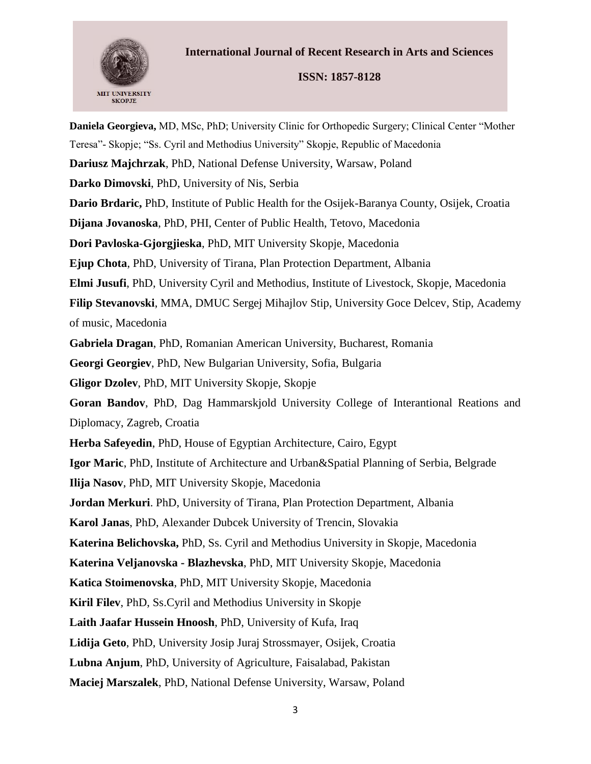**Daniela Georgieva,** MD, MSc, PhD; University Clinic for Orthopedic Surgery; Clinical Center "Mother Teresa"- Skopje; "Ss. Cyril and Methodius University" Skopje, Republic of Macedonia

**Dariusz Majchrzak**, PhD, National Defense University, Warsaw, Poland

**Darko Dimovski**, PhD, University of Nis, Serbia

**Dario Brdaric,** PhD, Institute of Public Health for the Osijek-Baranya County, Osijek, Croatia

**Dijana Jovanoska**, PhD, PHI, Center of Public Health, Tetovo, Macedonia

**Dori Pavloska-Gjorgjieska**, PhD, MIT University Skopje, Macedonia

**Ejup Chota**, PhD, University of Tirana, Plan Protection Department, Albania

**Elmi Jusufi**, PhD, University Cyril and Methodius, Institute of Livestock, Skopje, Macedonia

**Filip Stevanovski**, MMA, DMUC Sergej Mihajlov Stip, University Goce Delcev, Stip, Academy of music, Macedonia

**Gabriela Dragan**, PhD, Romanian American University, Bucharest, Romania

**Georgi Georgiev**, PhD, New Bulgarian University, Sofia, Bulgaria

**Gligor Dzolev**, PhD, MIT University Skopje, Skopje

**Goran Bandov**, PhD, Dag Hammarskjold University College of Interantional Reations and Diplomacy, Zagreb, Croatia

**Herba Safeyedin**, PhD, House of Egyptian Architecture, Cairo, Egypt

**Igor Maric**, PhD, Institute of Architecture and Urban&Spatial Planning of Serbia, Belgrade

**Ilija Nasov**, PhD, MIT University Skopje, Macedonia

**Jordan Merkuri**. PhD, University of Tirana, Plan Protection Department, Albania

**Karol Janas**, PhD, Alexander Dubcek University of Trencin, Slovakia

**Katerina Belichovska,** PhD, Ss. Cyril and Methodius University in Skopje, Macedonia

**Katerina Veljanovska - Blazhevska**, PhD, MIT University Skopje, Macedonia

**Katica Stoimenovska**, PhD, MIT University Skopje, Macedonia

**Kiril Filev**, PhD, Ss.Cyril and Methodius University in Skopje

**Laith Jaafar Hussein Hnoosh**, PhD, University of Kufa, Iraq

**Lidija Geto**, PhD, University Josip Juraj Strossmayer, Osijek, Croatia

**Lubna Anjum**, PhD, University of Agriculture, Faisalabad, Pakistan

**Maciej Marszalek**, PhD, National Defense University, Warsaw, Poland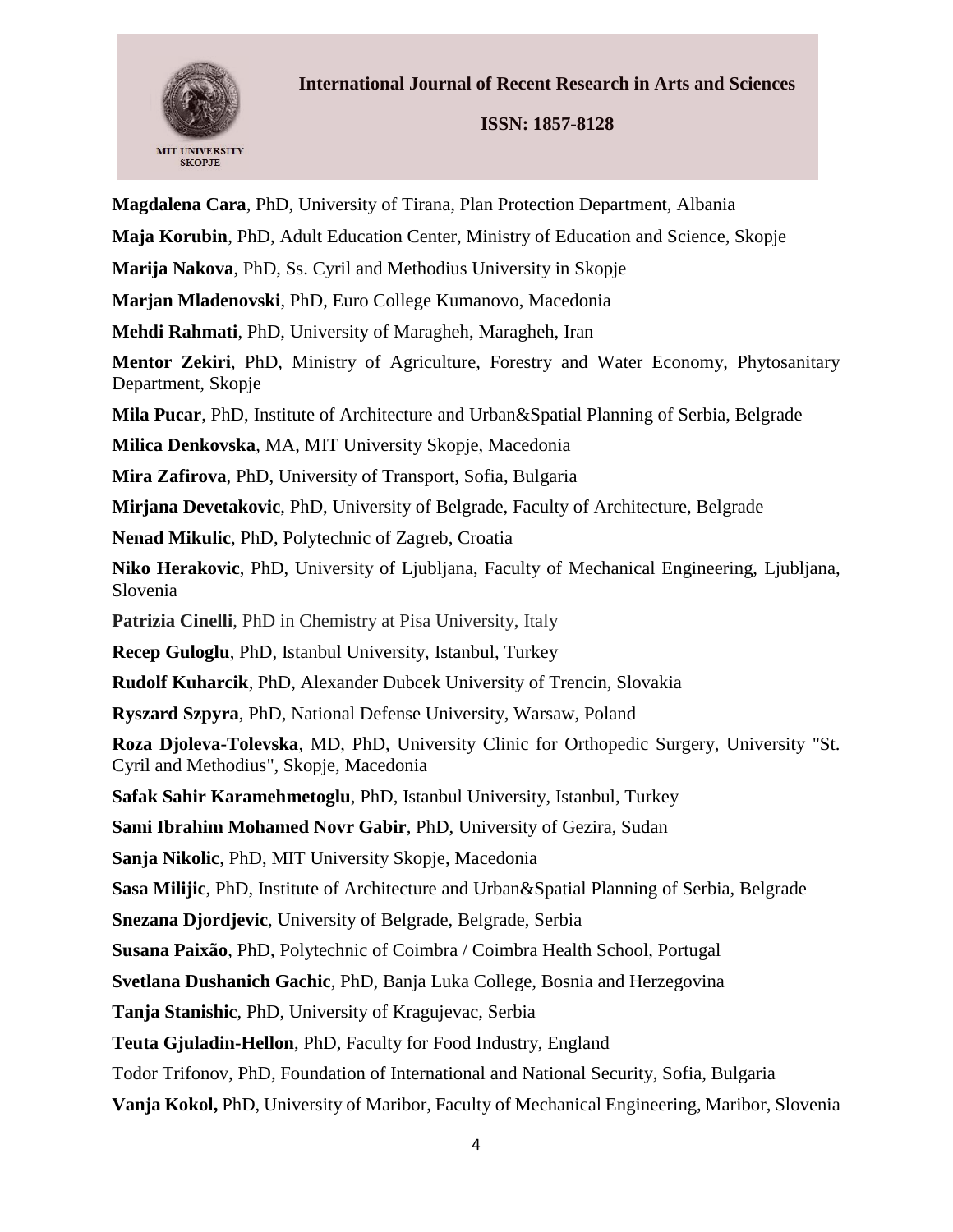**Magdalena Cara**, PhD, University of Tirana, Plan Protection Department, Albania

**Maja Korubin**, PhD, Adult Education Center, Ministry of Education and Science, Skopje

**Marija Nakova**, PhD, Ss. Cyril and Methodius University in Skopje

**Marjan Mladenovski**, PhD, Euro College Kumanovo, Macedonia

**Mehdi Rahmati**, PhD, University of Maragheh, Maragheh, Iran

**Mentor Zekiri**, PhD, Ministry of Agriculture, Forestry and Water Economy, Phytosanitary Department, Skopje

**Mila Pucar**, PhD, Institute of Architecture and Urban&Spatial Planning of Serbia, Belgrade

**Milica Denkovska**, MA, MIT University Skopje, Macedonia

**Mira Zafirova**, PhD, University of Transport, Sofia, Bulgaria

**Mirjana Devetakovic**, PhD, University of Belgrade, Faculty of Architecture, Belgrade

**Nenad Mikulic**, PhD, Polytechnic of Zagreb, Croatia

**Niko Herakovic**, PhD, University of Ljubljana, Faculty of Mechanical Engineering, Ljubljana, Slovenia

**Patrizia Cinelli**, PhD in Chemistry at Pisa University, Italy

**Recep Guloglu**, PhD, Istanbul University, Istanbul, Turkey

**Rudolf Kuharcik**, PhD, Alexander Dubcek University of Trencin, Slovakia

**Ryszard Szpyra**, PhD, National Defense University, Warsaw, Poland

**Roza Djoleva-Tolevska**, MD, PhD, University Clinic for Orthopedic Surgery, University "St. Cyril and Methodius", Skopje, Macedonia

**Safak Sahir Karamehmetoglu**, PhD, Istanbul University, Istanbul, Turkey

**Sami Ibrahim Mohamed Novr Gabir**, PhD, University of Gezira, Sudan

**Sanja Nikolic**, PhD, MIT University Skopje, Macedonia

**Sasa Milijic**, PhD, Institute of Architecture and Urban&Spatial Planning of Serbia, Belgrade

**Snezana Djordjevic**, University of Belgrade, Belgrade, Serbia

**Susana Paixão**, PhD, Polytechnic of Coimbra / Coimbra Health School, Portugal

**Svetlana Dushanich Gachic**, PhD, Banja Luka College, Bosnia and Herzegovina

**Tanja Stanishic**, PhD, University of Kragujevac, Serbia

**Teuta Gjuladin-Hellon**, PhD, Faculty for Food Industry, England

Todor Trifonov, PhD, Foundation of International and National Security, Sofia, Bulgaria

**Vanja Kokol,** PhD, University of Maribor, Faculty of Mechanical Engineering, Maribor, Slovenia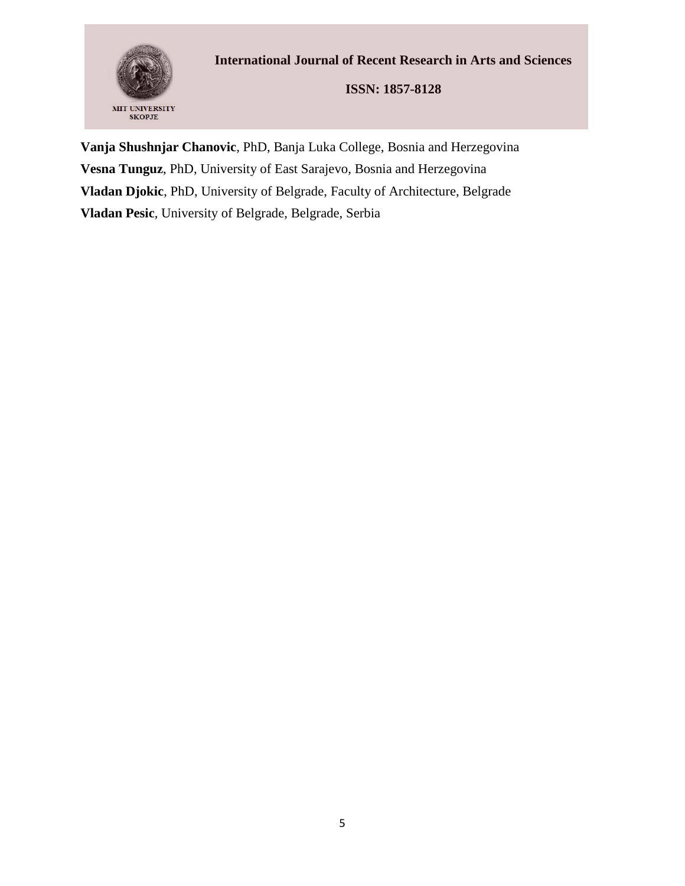**Vanja Shushnjar Chanovic**, PhD, Banja Luka College, Bosnia and Herzegovina

**Vesna Tunguz**, PhD, University of East Sarajevo, Bosnia and Herzegovina

**Vladan Djokic**, PhD, University of Belgrade, Faculty of Architecture, Belgrade

**Vladan Pesic**, University of Belgrade, Belgrade, Serbia